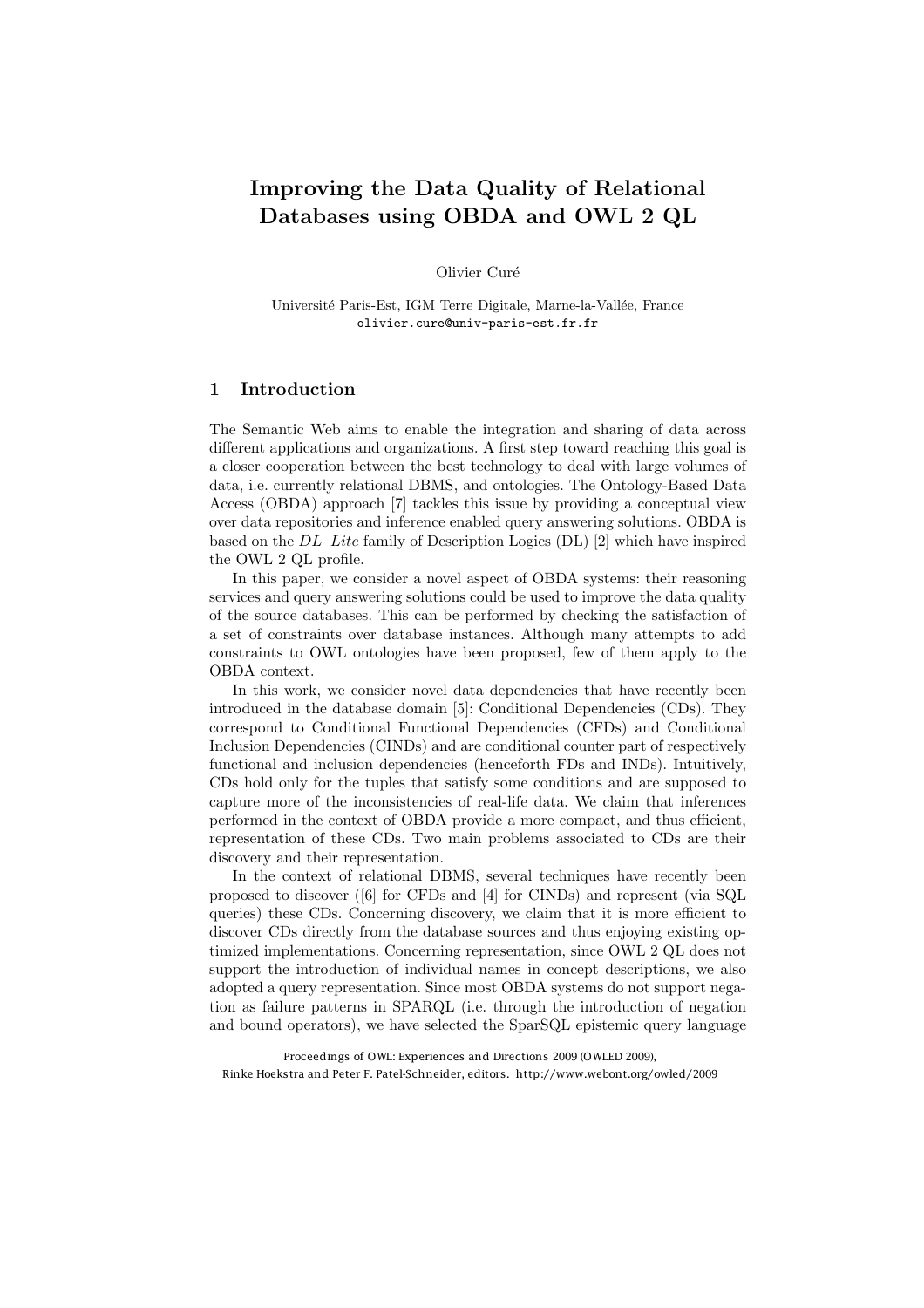# Improving the Data Quality of Relational Databases using OBDA and OWL 2 QL

Olivier Curé

Université Paris-Est, IGM Terre Digitale, Marne-la-Vallée, France
olivier.cure@univ-paris-est.fr.fr

## 1 Introduction

The Semantic Web aims to enable the integration and sharing of data across different applications and organizations. A first step toward reaching this goal is a closer cooperation between the best technology to deal with large volumes of data, i.e. currently relational DBMS, and ontologies. The Ontology-Based Data Access (OBDA) approach [7] tackles this issue by providing a conceptual view over data repositories and inference enabled query answering solutions. OBDA is based on the *DL–Lite* family of Description Logics (DL) [2] which have inspired the OWL 2 QL profile.

In this paper, we consider a novel aspect of OBDA systems: their reasoning services and query answering solutions could be used to improve the data quality of the source databases. This can be performed by checking the satisfaction of a set of constraints over database instances. Although many attempts to add constraints to OWL ontologies have been proposed, few of them apply to the OBDA context.

In this work, we consider novel data dependencies that have recently been introduced in the database domain [5]: Conditional Dependencies (CDs). They correspond to Conditional Functional Dependencies (CFDs) and Conditional Inclusion Dependencies (CINDs) and are conditional counter part of respectively functional and inclusion dependencies (henceforth FDs and INDs). Intuitively, CDs hold only for the tuples that satisfy some conditions and are supposed to capture more of the inconsistencies of real-life data. We claim that inferences performed in the context of OBDA provide a more compact, and thus efficient, representation of these CDs. Two main problems associated to CDs are their discovery and their representation.

In the context of relational DBMS, several techniques have recently been proposed to discover ([6] for CFDs and [4] for CINDs) and represent (via SQL queries) these CDs. Concerning discovery, we claim that it is more efficient to discover CDs directly from the database sources and thus enjoying existing optimized implementations. Concerning representation, since OWL 2 QL does not support the introduction of individual names in concept descriptions, we also adopted a query representation. Since most OBDA systems do not support negation as failure patterns in SPARQL (i.e. through the introduction of negation and bound operators), we have selected the SparSQL epistemic query language

Proceedings of OWL: Experiences and Directions 2009 (OWLED 2009),
Rinke Hoekstra and Peter F. Patel-Schneider, editors. http://www.webont.org/owled/2009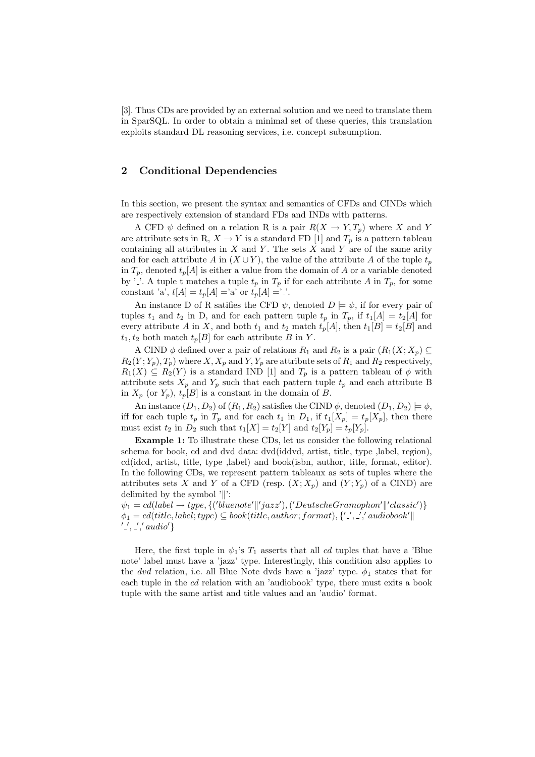[3]. Thus CDs are provided by an external solution and we need to translate them in SparSQL. In order to obtain a minimal set of these queries, this translation exploits standard DL reasoning services, i.e. concept subsumption.

## 2 Conditional Dependencies

In this section, we present the syntax and semantics of CFDs and CINDs which are respectively extension of standard FDs and INDs with patterns.

A CFD $\psi$ defined on a relation R is a pair $R(X \rightarrow Y, T_p)$ where $X$ and $Y$ are attribute sets in R, $X \rightarrow Y$ is a standard FD [1] and $T_p$ is a pattern tableau containing all attributes in $X$ and $Y$. The sets $X$ and $Y$ are of the same arity and for each attribute $A$ in $(X \cup Y)$, the value of the attribute $A$ of the tuple $t_p$ in $T_p$, denoted $t_p[A]$ is either a value from the domain of $A$ or a variable denoted by '\_'. A tuple t matches a tuple $t_p$ in $T_p$ if for each attribute $A$ in $T_p$, for some constant 'a', $t[A] = t_p[A] =$'a' or $t_p[A] =$'\_'.

An instance D of R satisfies the CFD $\psi$, denoted $D \models \psi$, if for every pair of tuples $t_1$ and $t_2$ in D, and for each pattern tuple $t_p$ in $T_p$, if $t_1[A] = t_2[A]$ for every attribute $A$ in $X$, and both $t_1$ and $t_2$ match $t_p[A]$, then $t_1[B] = t_2[B]$ and $t_1, t_2$ both match $t_p[B]$ for each attribute $B$ in $Y$.

A CIND $\phi$ defined over a pair of relations $R_1$ and $R_2$ is a pair $(R_1(X; X_p) \subseteq R_2(Y; Y_p), T_p)$ where $X, X_p$ and $Y, Y_p$ are attribute sets of $R_1$ and $R_2$ respectively, $R_1(X) \subseteq R_2(Y)$ is a standard IND [1] and $T_p$ is a pattern tableau of $\phi$ with attribute sets $X_p$ and $Y_p$ such that each pattern tuple $t_p$ and each attribute B in $X_p$ (or $Y_p$), $t_p[B]$ is a constant in the domain of $B$.

An instance $(D_1, D_2)$ of $(R_1, R_2)$ satisfies the CIND $\phi$, denoted $(D_1, D_2) \models \phi$, iff for each tuple $t_p$ in $T_p$ and for each $t_1$ in $D_1$, if $t_1[X_p] = t_p[X_p]$, then there must exist $t_2$ in $D_2$ such that $t_1[X] = t_2[Y]$ and $t_2[Y_p] = t_p[Y_p]$.

**Example 1:** To illustrate these CDs, let us consider the following relational schema for book, cd and dvd data: dvd(iddvd, artist, title, type ,label, region), cd(idcd, artist, title, type ,label) and book(isbn, author, title, format, editor). In the following CDs, we represent pattern tableaux as sets of tuples where the attributes sets X and Y of a CFD (resp. $(X; X_p)$ and $(Y; Y_p)$ of a CIND) are delimited by the symbol '$\|$':

$\psi_1 = cd(label \rightarrow type, \{('bluenote' \| 'jazz'), ('DeutscheGramophon' \| 'classic')\}$
$\phi_1 = cd(title, label; type) \subseteq book(title, author; format), \{'\_', '\_', 'audiobook' \|$
$'\_', '\_', 'audio'\}$

Here, the first tuple in $\psi_1$'s $T_1$ asserts that all *cd* tuples that have a 'Blue note' label must have a 'jazz' type. Interestingly, this condition also applies to the *dvd* relation, i.e. all Blue Note dvds have a 'jazz' type. $\phi_1$ states that for each tuple in the *cd* relation with an 'audiobook' type, there must exits a book tuple with the same artist and title values and an 'audio' format.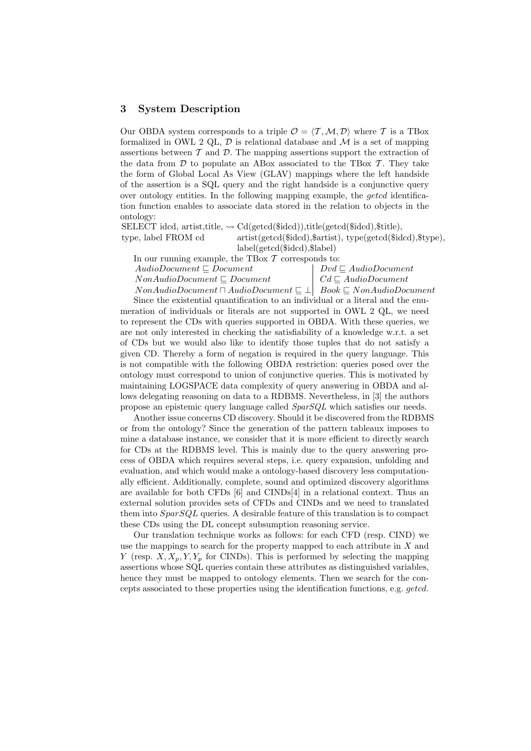## 3 System Description

Our OBDA system corresponds to a triple $\mathcal{O} = \langle \mathcal{T}, \mathcal{M}, \mathcal{D} \rangle$ where $\mathcal{T}$ is a TBox formalized in OWL 2 QL, $\mathcal{D}$ is relational database and $\mathcal{M}$ is a set of mapping assertions between $\mathcal{T}$ and $\mathcal{D}$. The mapping assertions support the extraction of the data from $\mathcal{D}$ to populate an ABox associated to the TBox $\mathcal{T}$. They take the form of Global Local As View (GLAV) mappings where the left handside of the assertion is a SQL query and the right handside is a conjunctive query over ontology entities. In the following mapping example, the *getcd* identification function enables to associate data stored in the relation to objects in the ontology:

SELECT idcd, artist,title, type, label FROM cd $\rightsquigarrow$ Cd(getcd($idcd)),title(getcd($idcd),$title), artist(getcd($idcd),$artist), type(getcd($idcd),$type), label(getcd($idcd),$label)

In our running example, the TBox $\mathcal{T}$ corresponds to:

| | |
|---|---|
| $AudioDocument \sqsubseteq Document$ | $Dvd \sqsubseteq AudioDocument$ |
| $NonAudioDocument \sqsubseteq Document$ | $Cd \sqsubseteq AudioDocument$ |
| $NonAudioDocument \sqcap AudioDocument \sqsubseteq \bot$ | $Book \sqsubseteq NonAudioDocument$ |

Since the existential quantification to an individual or a literal and the enumeration of individuals or literals are not supported in OWL 2 QL, we need to represent the CDs with queries supported in OBDA. With these queries, we are not only interested in checking the satisfiability of a knowledge w.r.t. a set of CDs but we would also like to identify those tuples that do not satisfy a given CD. Thereby a form of negation is required in the query language. This is not compatible with the following OBDA restriction: queries posed over the ontology must correspond to union of conjunctive queries. This is motivated by maintaining LOGSPACE data complexity of query answering in OBDA and allows delegating reasoning on data to a RDBMS. Nevertheless, in [3] the authors propose an epistemic query language called *SparSQL* which satisfies our needs.

Another issue concerns CD discovery. Should it be discovered from the RDBMS or from the ontology? Since the generation of the pattern tableaux imposes to mine a database instance, we consider that it is more efficient to directly search for CDs at the RDBMS level. This is mainly due to the query answering process of OBDA which requires several steps, i.e. query expansion, unfolding and evaluation, and which would make a ontology-based discovery less computationally efficient. Additionally, complete, sound and optimized discovery algorithms are available for both CFDs [6] and CINDs[4] in a relational context. Thus an external solution provides sets of CFDs and CINDs and we need to translated them into *SparSQL* queries. A desirable feature of this translation is to compact these CDs using the DL concept subsumption reasoning service.

Our translation technique works as follows: for each CFD (resp. CIND) we use the mappings to search for the property mapped to each attribute in $X$ and $Y$ (resp. $X, X_p, Y, Y_p$ for CINDs). This is performed by selecting the mapping assertions whose SQL queries contain these attributes as distinguished variables, hence they must be mapped to ontology elements. Then we search for the concepts associated to these properties using the identification functions, e.g. *getcd*.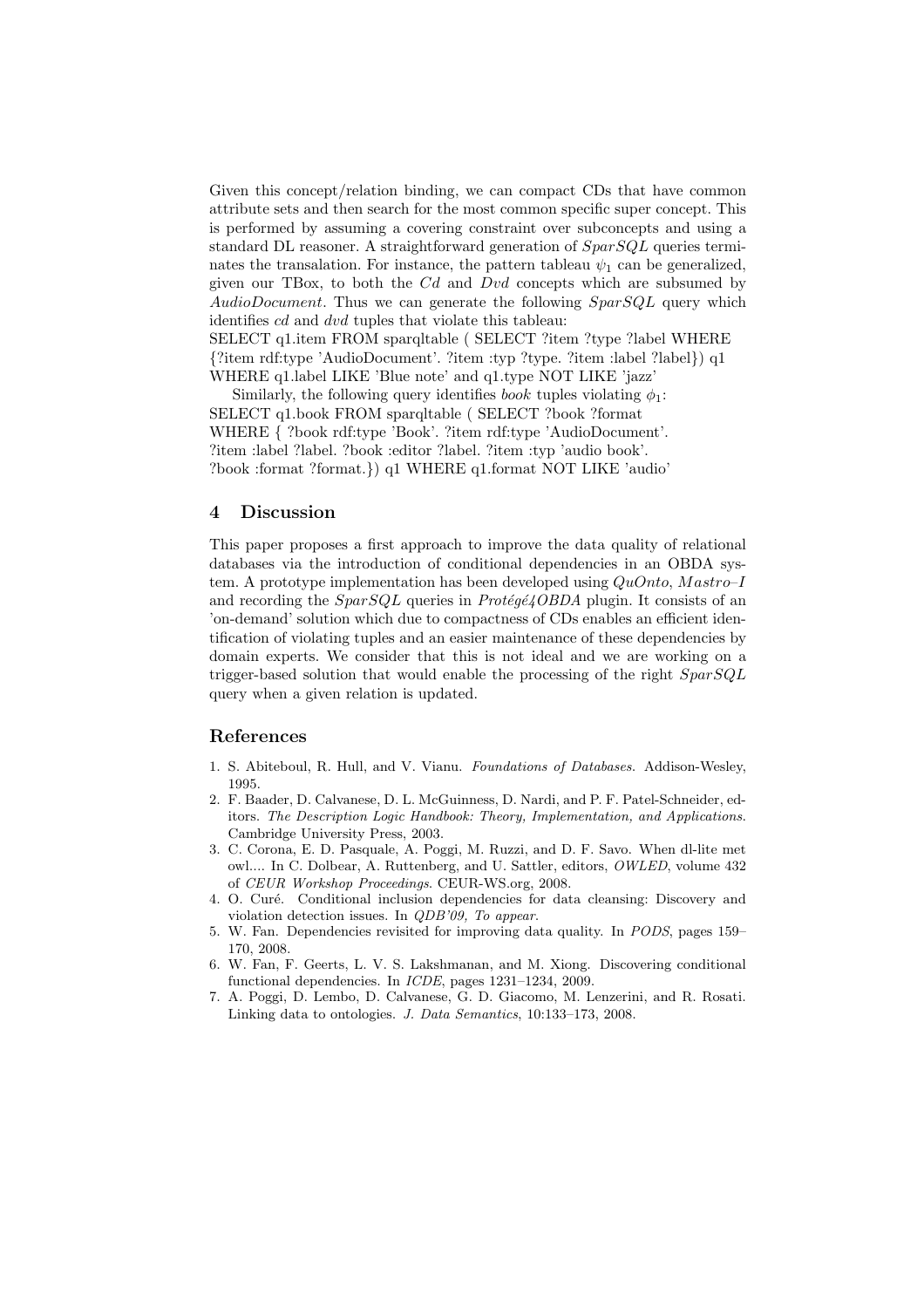Given this concept/relation binding, we can compact CDs that have common attribute sets and then search for the most common specific super concept. This is performed by assuming a covering constraint over subconcepts and using a standard DL reasoner. A straightforward generation of *SparSQL* queries terminates the transalation. For instance, the pattern tableau $\psi_1$ can be generalized, given our TBox, to both the *Cd* and *Dvd* concepts which are subsumed by *AudioDocument*. Thus we can generate the following *SparSQL* query which identifies *cd* and *dvd* tuples that violate this tableau:

SELECT q1.item FROM sparqltable ( SELECT ?item ?type ?label WHERE {?item rdf:type 'AudioDocument'. ?item :typ ?type. ?item :label ?label}) q1 WHERE q1.label LIKE 'Blue note' and q1.type NOT LIKE 'jazz'

Similarly, the following query identifies *book* tuples violating $\phi_1$:

SELECT q1.book FROM sparqltable ( SELECT ?book ?format WHERE { ?book rdf:type 'Book'. ?item rdf:type 'AudioDocument'. ?item :label ?label. ?book :editor ?label. ?item :typ 'audio book'. ?book :format ?format.}) q1 WHERE q1.format NOT LIKE 'audio'

## 4 Discussion

This paper proposes a first approach to improve the data quality of relational databases via the introduction of conditional dependencies in an OBDA system. A prototype implementation has been developed using *QuOnto*, *Mastro–I* and recording the *SparSQL* queries in *Protégé4OBDA* plugin. It consists of an 'on-demand' solution which due to compactness of CDs enables an efficient identification of violating tuples and an easier maintenance of these dependencies by domain experts. We consider that this is not ideal and we are working on a trigger-based solution that would enable the processing of the right *SparSQL* query when a given relation is updated.

## References

1. S. Abiteboul, R. Hull, and V. Vianu. *Foundations of Databases*. Addison-Wesley, 1995.
2. F. Baader, D. Calvanese, D. L. McGuinness, D. Nardi, and P. F. Patel-Schneider, editors. *The Description Logic Handbook: Theory, Implementation, and Applications*. Cambridge University Press, 2003.
3. C. Corona, E. D. Pasquale, A. Poggi, M. Ruzzi, and D. F. Savo. When dl-lite met owl.... In C. Dolbear, A. Ruttenberg, and U. Sattler, editors, *OWLED*, volume 432 of *CEUR Workshop Proceedings*. CEUR-WS.org, 2008.
4. O. Curé. Conditional inclusion dependencies for data cleansing: Discovery and violation detection issues. In *QDB'09, To appear*.
5. W. Fan. Dependencies revisited for improving data quality. In *PODS*, pages 159–170, 2008.
6. W. Fan, F. Geerts, L. V. S. Lakshmanan, and M. Xiong. Discovering conditional functional dependencies. In *ICDE*, pages 1231–1234, 2009.
7. A. Poggi, D. Lembo, D. Calvanese, G. D. Giacomo, M. Lenzerini, and R. Rosati. Linking data to ontologies. *J. Data Semantics*, 10:133–173, 2008.